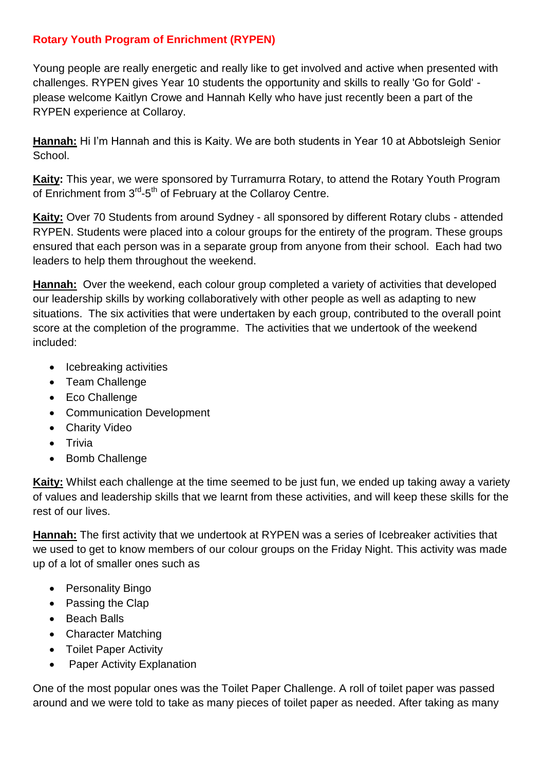# Rotary Youth Program of Enrichment (RYPEN)

Young people are really energetic and really like to get involved and active when presented with challenges. RYPEN gives Year 10 students the opportunity and skills to really 'Go for Gold' - please welcome Kaitlyn Crowe and Hannah Kelly who have just recently been a part of the RYPEN experience at Collaroy.

**Hannah:** Hi I'm Hannah and this is Kaity. We are both students in Year 10 at Abbotsleigh Senior School.

**Kaity:** This year, we were sponsored by Turramurra Rotary, to attend the Rotary Youth Program of Enrichment from 3rd-5th of February at the Collaroy Centre.

**Kaity:** Over 70 Students from around Sydney - all sponsored by different Rotary clubs - attended RYPEN. Students were placed into a colour groups for the entirety of the program. These groups ensured that each person was in a separate group from anyone from their school. Each had two leaders to help them throughout the weekend.

**Hannah:** Over the weekend, each colour group completed a variety of activities that developed our leadership skills by working collaboratively with other people as well as adapting to new situations. The six activities that were undertaken by each group, contributed to the overall point score at the completion of the programme. The activities that we undertook of the weekend included:

- Icebreaking activities
- Team Challenge
- Eco Challenge
- Communication Development
- Charity Video
- Trivia
- Bomb Challenge

**Kaity:** Whilst each challenge at the time seemed to be just fun, we ended up taking away a variety of values and leadership skills that we learnt from these activities, and will keep these skills for the rest of our lives.

**Hannah:** The first activity that we undertook at RYPEN was a series of Icebreaker activities that we used to get to know members of our colour groups on the Friday Night. This activity was made up of a lot of smaller ones such as

- Personality Bingo
- Passing the Clap
- Beach Balls
- Character Matching
- Toilet Paper Activity
- Paper Activity Explanation

One of the most popular ones was the Toilet Paper Challenge. A roll of toilet paper was passed around and we were told to take as many pieces of toilet paper as needed. After taking as many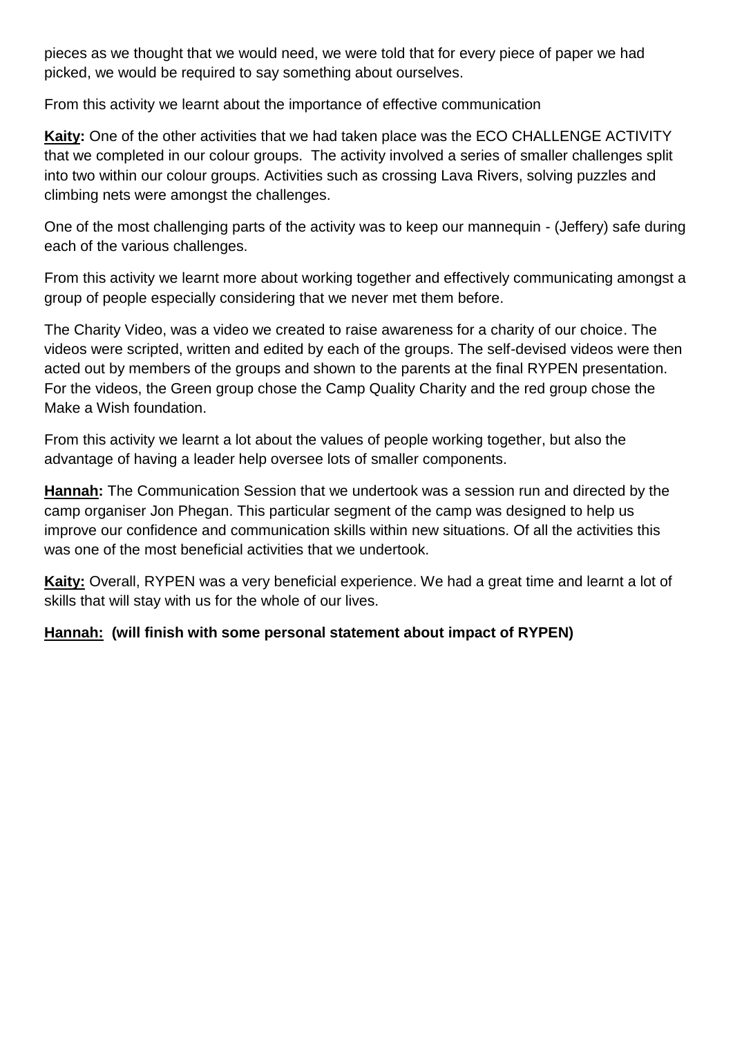pieces as we thought that we would need, we were told that for every piece of paper we had picked, we would be required to say something about ourselves.

From this activity we learnt about the importance of effective communication

**Kaity:** One of the other activities that we had taken place was the ECO CHALLENGE ACTIVITY that we completed in our colour groups. The activity involved a series of smaller challenges split into two within our colour groups. Activities such as crossing Lava Rivers, solving puzzles and climbing nets were amongst the challenges.

One of the most challenging parts of the activity was to keep our mannequin - (Jeffery) safe during each of the various challenges.

From this activity we learnt more about working together and effectively communicating amongst a group of people especially considering that we never met them before.

The Charity Video, was a video we created to raise awareness for a charity of our choice. The videos were scripted, written and edited by each of the groups. The self-devised videos were then acted out by members of the groups and shown to the parents at the final RYPEN presentation. For the videos, the Green group chose the Camp Quality Charity and the red group chose the Make a Wish foundation.

From this activity we learnt a lot about the values of people working together, but also the advantage of having a leader help oversee lots of smaller components.

**Hannah:** The Communication Session that we undertook was a session run and directed by the camp organiser Jon Phegan. This particular segment of the camp was designed to help us improve our confidence and communication skills within new situations. Of all the activities this was one of the most beneficial activities that we undertook.

**Kaity:** Overall, RYPEN was a very beneficial experience. We had a great time and learnt a lot of skills that will stay with us for the whole of our lives.

**Hannah: (will finish with some personal statement about impact of RYPEN)**